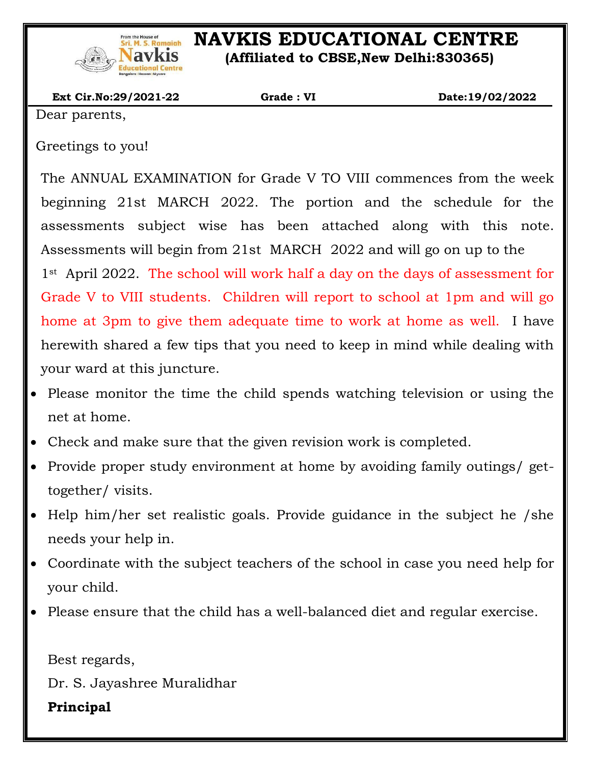# NAVKIS EDUCATIONAL CENTRE

**(Affiliated to CBSE,New Delhi:830365)**

**Ext Cir.No:29/2021-22** **Grade : VI** **Date:19/02/2022**

Dear parents,

Greetings to you!

The ANNUAL EXAMINATION for Grade V TO VIII commences from the week beginning 21st MARCH 2022. The portion and the schedule for the assessments subject wise has been attached along with this note. Assessments will begin from 21st MARCH 2022 and will go on up to the 1st April 2022. The school will work half a day on the days of assessment for Grade V to VIII students. Children will report to school at 1pm and will go home at 3pm to give them adequate time to work at home as well. I have herewith shared a few tips that you need to keep in mind while dealing with your ward at this juncture.

- Please monitor the time the child spends watching television or using the net at home.
- Check and make sure that the given revision work is completed.
- Provide proper study environment at home by avoiding family outings/ get-together/ visits.
- Help him/her set realistic goals. Provide guidance in the subject he /she needs your help in.
- Coordinate with the subject teachers of the school in case you need help for your child.
- Please ensure that the child has a well-balanced diet and regular exercise.

Best regards,

Dr. S. Jayashree Muralidhar

**Principal**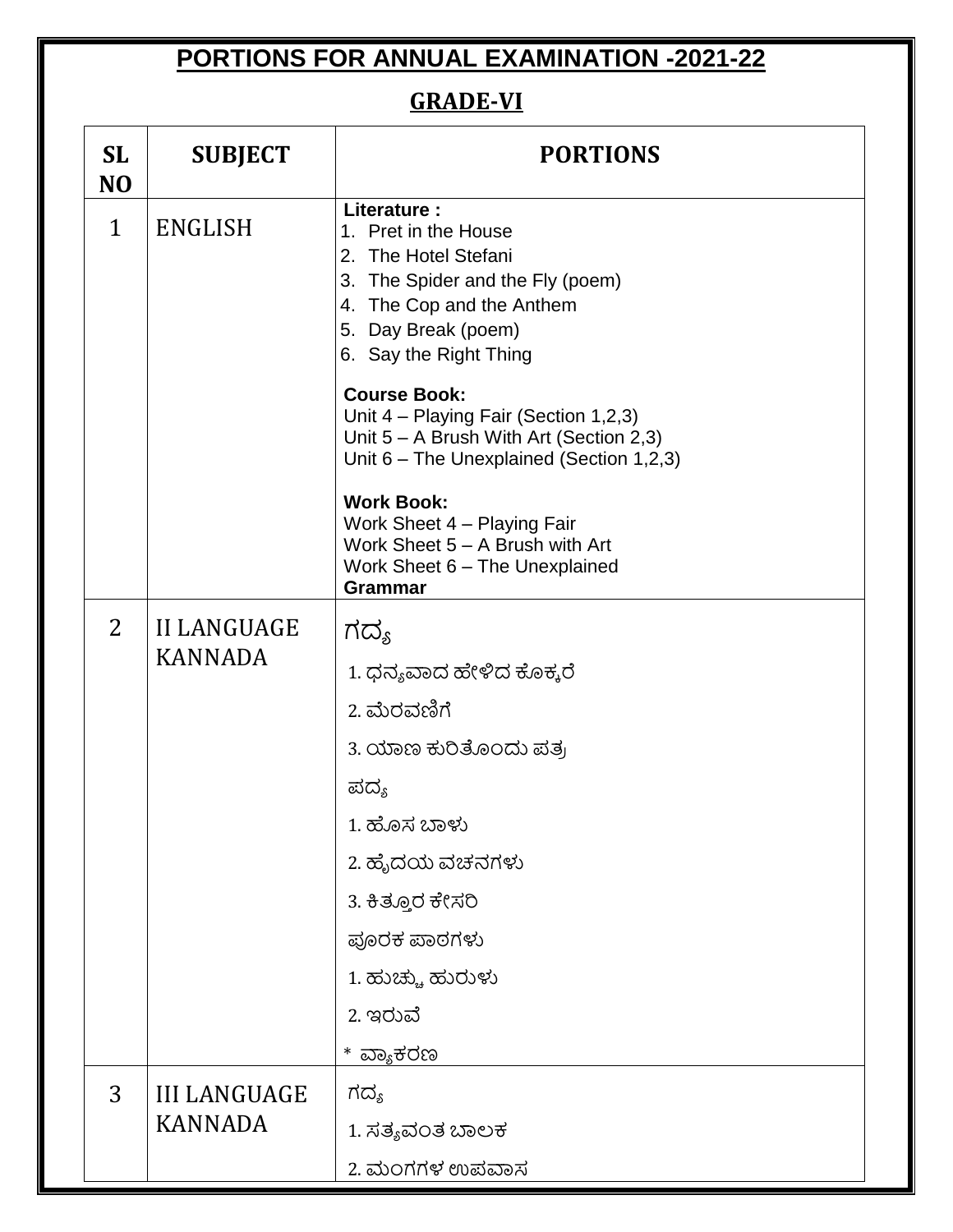# PORTIONS FOR ANNUAL EXAMINATION -2021-22

## GRADE-VI

| SL NO | SUBJECT | PORTIONS |
|---|---|---|
| 1 | ENGLISH | **Literature :**<br>1. Pret in the House<br>2. The Hotel Stefani<br>3. The Spider and the Fly (poem)<br>4. The Cop and the Anthem<br>5. Day Break (poem)<br>6. Say the Right Thing<br><br>**Course Book:**<br>Unit 4 – Playing Fair (Section 1,2,3)<br>Unit 5 – A Brush With Art (Section 2,3)<br>Unit 6 – The Unexplained (Section 1,2,3)<br><br>**Work Book:**<br>Work Sheet 4 – Playing Fair<br>Work Sheet 5 – A Brush with Art<br>Work Sheet 6 – The Unexplained<br>**Grammar** |
| 2 | II LANGUAGE KANNADA | ಗದ್ಯ<br>1. ಧನ್ಯವಾದ ಹೇಳಿದ ಕೊಕ್ಕರೆ<br>2. ಮೆರವಣಿಗೆ<br>3. ಯಾಣ ಕುರಿತೊಂದು ಪತ್ರ<br>ಪದ್ಯ<br>1. ಹೊಸ ಬಾಳು<br>2. ಹೃದಯ ವಚನಗಳು<br>3. ಕಿತ್ತೂರ ಕೇಸರಿ<br>ಪೂರಕ ಪಾಠಗಳು<br>1. ಹುಚ್ಚು ಹುರುಳು<br>2. ಇರುವೆ<br>* ವ್ಯಾಕರಣ |
| 3 | III LANGUAGE KANNADA | ಗದ್ಯ<br>1. ಸತ್ಯವಂತ ಬಾಲಕ<br>2. ಮಂಗಗಳ ಉಪವಾಸ |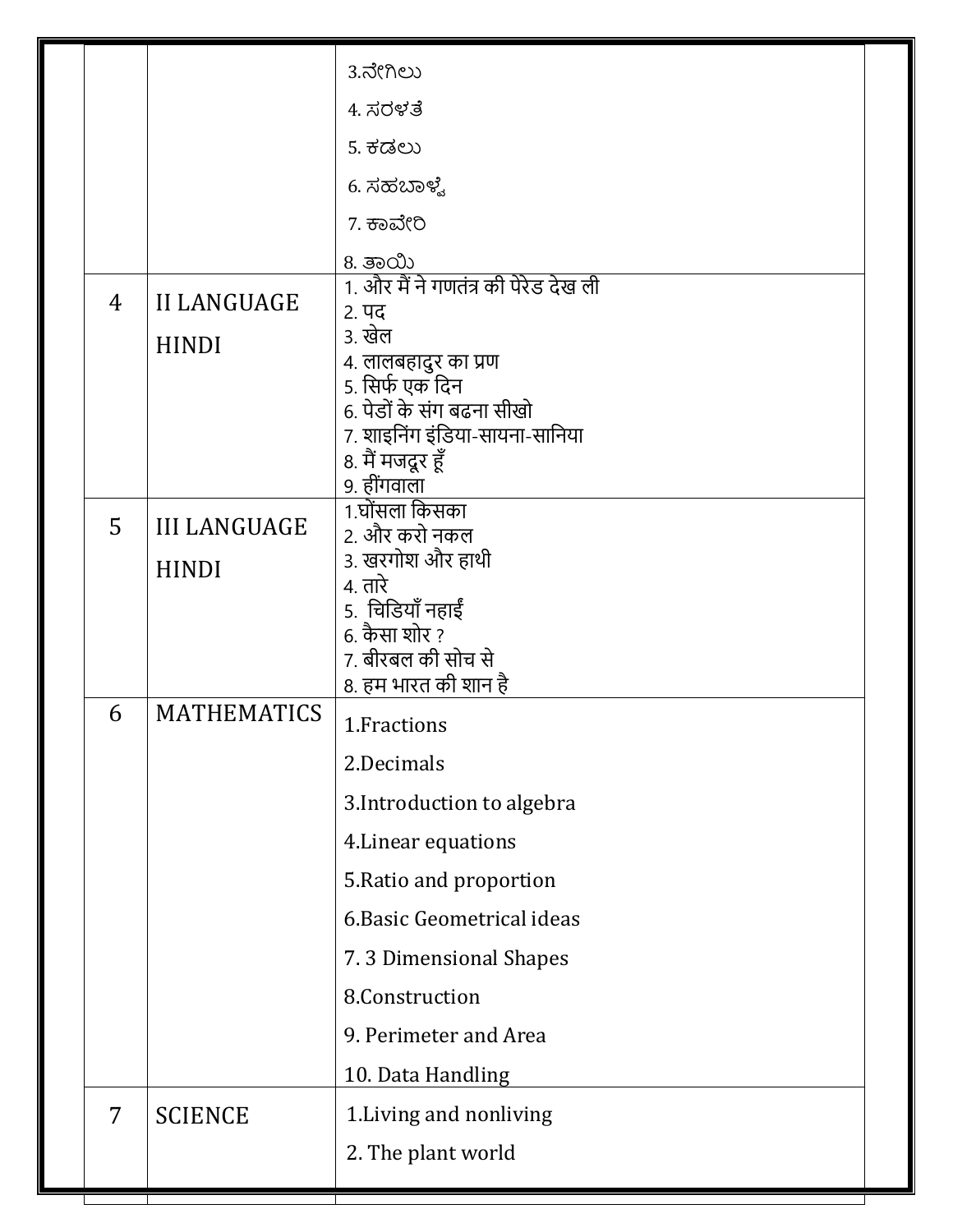|  |  |  |
|---|---|---|
|  |  | 3.ನೇಗಿಲು<br>4. ಸರಳತೆ<br>5. ಕಡಲು<br>6. ಸಹಬಾಳ್ವೆ<br>7. ಕಾವೇರಿ<br>8. ತಾಯಿ |
| 4 | II LANGUAGE HINDI | 1. और मैं ने गणतंत्र की पेरेड देख ली<br>2. पद<br>3. खेल<br>4. लालबहादुर का प्रण<br>5. सिर्फ एक दिन<br>6. पेडों के संग बढना सीखो<br>7. शाइनिंग इंडिया-सायना-सानिया<br>8. मैं मजदूर हूँ<br>9. हींगवाला |
| 5 | III LANGUAGE HINDI | 1.घोंसला किसका<br>2. और करो नकल<br>3. खरगोश और हाथी<br>4. तारे<br>5. चिडियाँ नहाईं<br>6. कैसा शोर ?<br>7. बीरबल की सोच से<br>8. हम भारत की शान है |
| 6 | MATHEMATICS | 1.Fractions<br>2.Decimals<br>3.Introduction to algebra<br>4.Linear equations<br>5.Ratio and proportion<br>6.Basic Geometrical ideas<br>7. 3 Dimensional Shapes<br>8.Construction<br>9. Perimeter and Area<br>10. Data Handling |
| 7 | SCIENCE | 1.Living and nonliving<br>2. The plant world |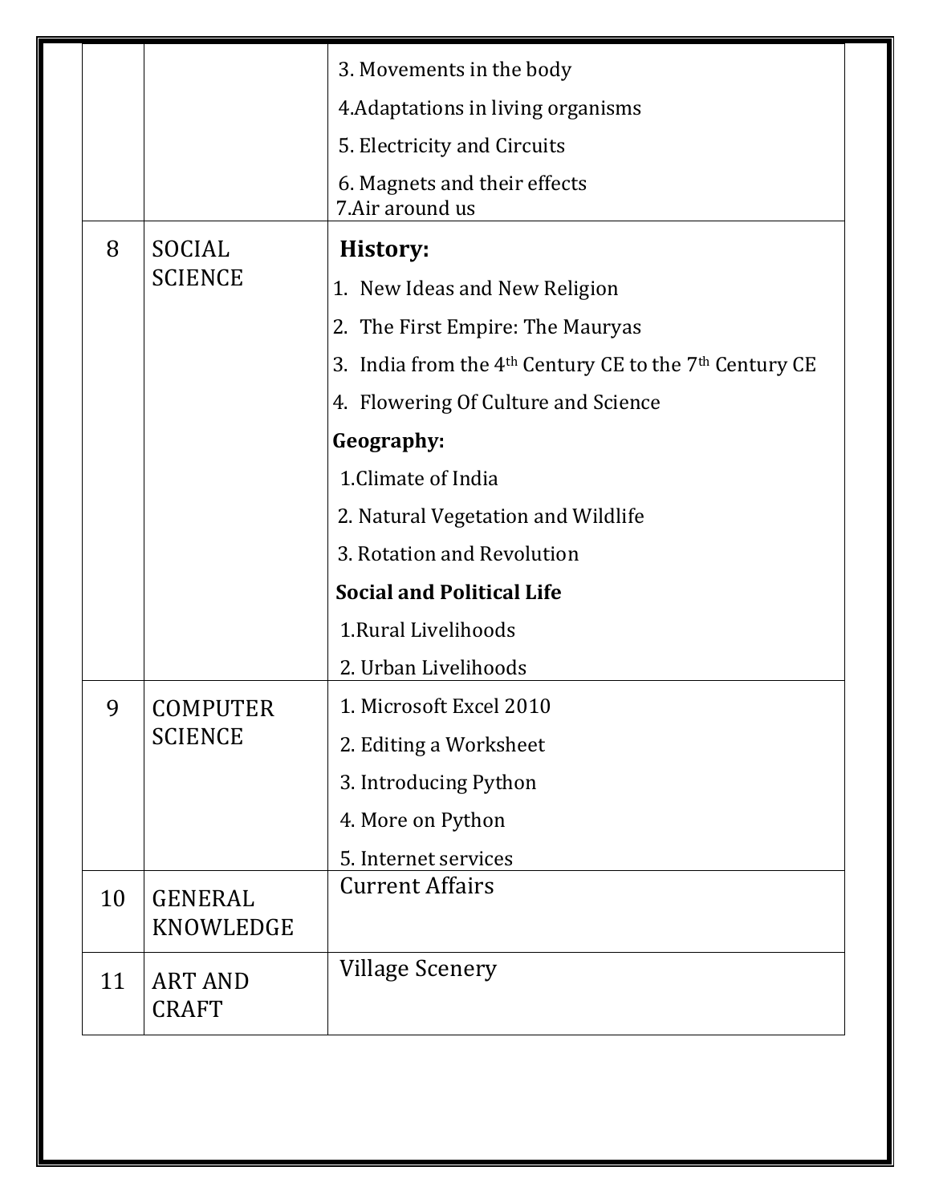| | | |
|---|---|---|
| | | 3. Movements in the body<br>4.Adaptations in living organisms<br>5. Electricity and Circuits<br>6. Magnets and their effects<br>7.Air around us |
| 8 | SOCIAL SCIENCE | **History:**<br>1. New Ideas and New Religion<br>2. The First Empire: The Mauryas<br>3. India from the 4th Century CE to the 7th Century CE<br>4. Flowering Of Culture and Science<br>**Geography:**<br>1.Climate of India<br>2. Natural Vegetation and Wildlife<br>3. Rotation and Revolution<br>**Social and Political Life**<br>1.Rural Livelihoods<br>2. Urban Livelihoods |
| 9 | COMPUTER SCIENCE | 1. Microsoft Excel 2010<br>2. Editing a Worksheet<br>3. Introducing Python<br>4. More on Python<br>5. Internet services |
| 10 | GENERAL KNOWLEDGE | Current Affairs |
| 11 | ART AND CRAFT | Village Scenery |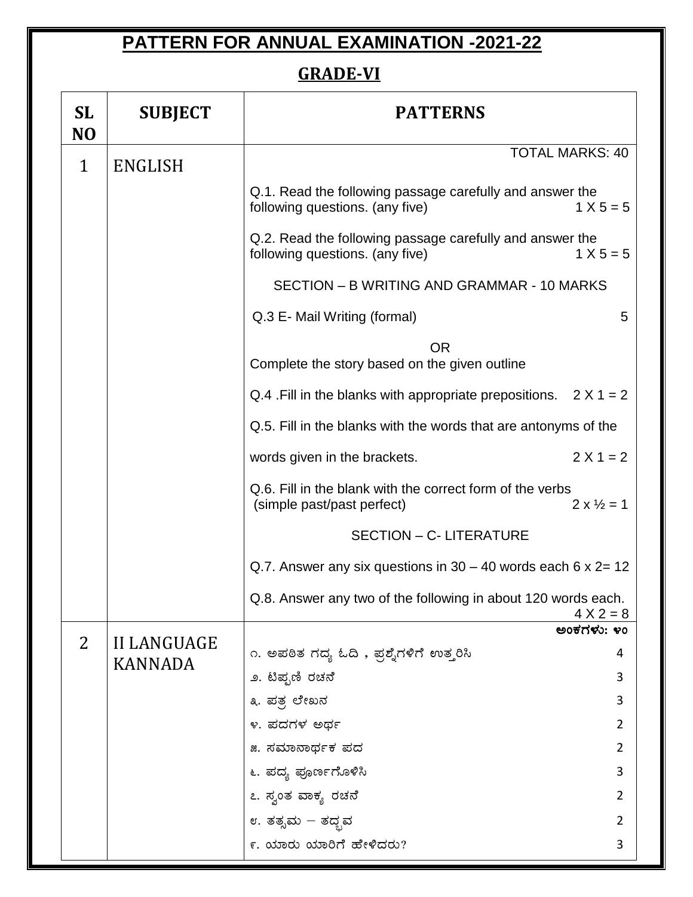# PATTERN FOR ANNUAL EXAMINATION -2021-22

## GRADE-VI

| SL NO | SUBJECT | PATTERNS |
|---|---|---|
| 1 | ENGLISH | TOTAL MARKS: 40<br><br>Q.1. Read the following passage carefully and answer the following questions. (any five) 1 X 5 = 5<br><br>Q.2. Read the following passage carefully and answer the following questions. (any five) 1 X 5 = 5<br><br>SECTION – B WRITING AND GRAMMAR - 10 MARKS<br><br>Q.3 E- Mail Writing (formal) 5<br><br>OR<br>Complete the story based on the given outline<br><br>Q.4 .Fill in the blanks with appropriate prepositions. 2 X 1 = 2<br><br>Q.5. Fill in the blanks with the words that are antonyms of the words given in the brackets. 2 X 1 = 2<br><br>Q.6. Fill in the blank with the correct form of the verbs (simple past/past perfect) 2 x ½ = 1<br><br>SECTION – C- LITERATURE<br><br>Q.7. Answer any six questions in 30 – 40 words each 6 x 2= 12<br><br>Q.8. Answer any two of the following in about 120 words each. 4 X 2 = 8 |
| 2 | II LANGUAGE KANNADA | ಅಂಕಗಳು: ೪೦<br><br>೧. ಅಪಠಿತ ಗದ್ಯ ಓದಿ , ಪ್ರಶ್ನೆಗಳಿಗೆ ಉತ್ತರಿಸಿ 4<br>೨. ಟಿಪ್ಪಣಿ ರಚನೆ 3<br>೩. ಪತ್ರ ಲೇಖನ 3<br>೪. ಪದಗಳ ಅರ್ಥ 2<br>೫. ಸಮಾನಾರ್ಥಕ ಪದ 2<br>೬. ಪದ್ಯ ಪೂರ್ಣಗೊಳಿಸಿ 3<br>೭. ಸ್ವಂತ ವಾಕ್ಯ ರಚನೆ 2<br>೮. ತತ್ಸಮ – ತದ್ಭವ 2<br>೯. ಯಾರು ಯಾರಿಗೆ ಹೇಳಿದರು? 3 |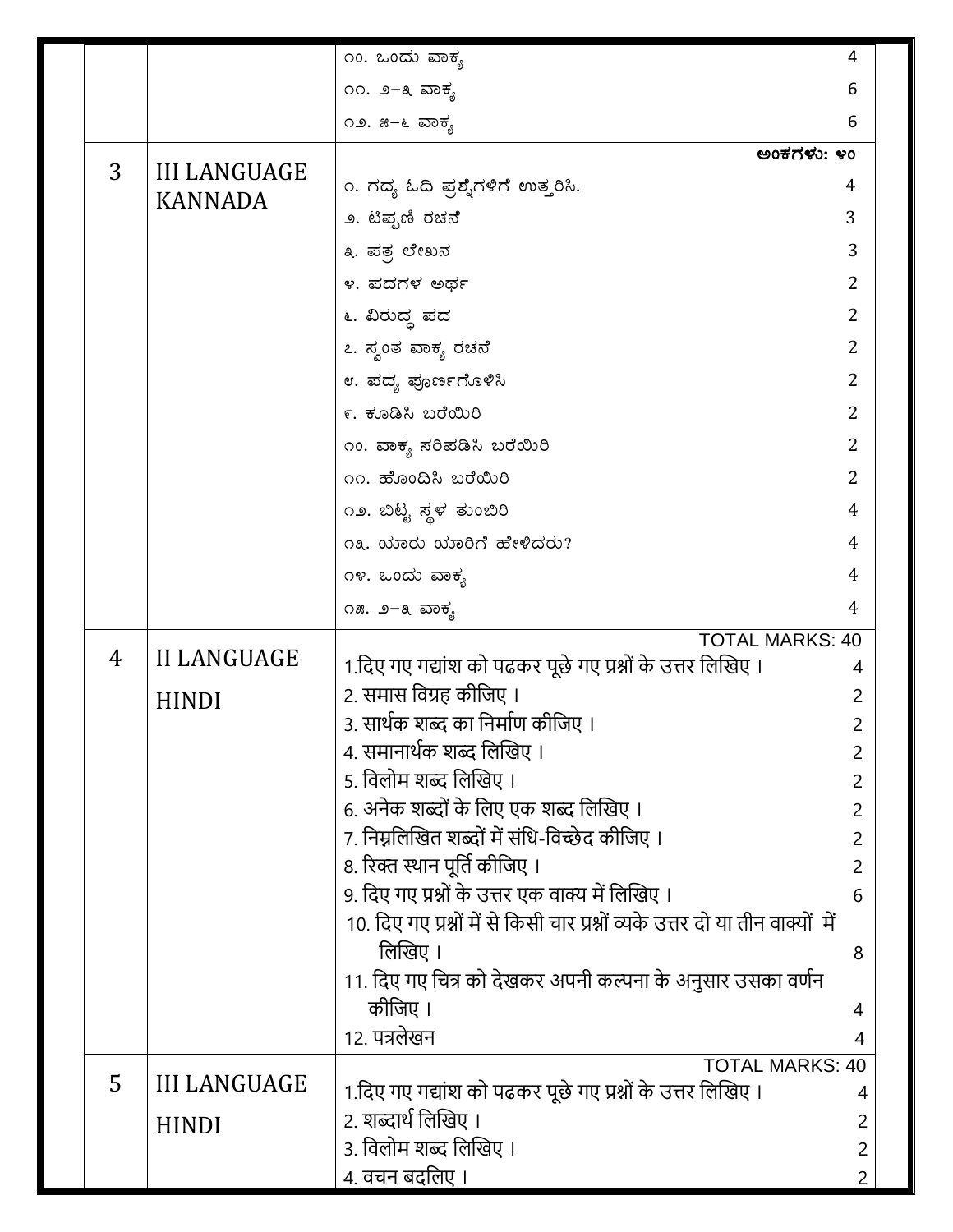| | | | |
|---|---|---|---|
| | | ೧೦. ಒಂದು ವಾಕ್ಯ | 4 |
| | | ೧೧. ೨–೩ ವಾಕ್ಯ | 6 |
| | | ೧೨. ೫–೬ ವಾಕ್ಯ | 6 |
| 3 | III LANGUAGE KANNADA | ಅಂಕಗಳು: ೪೦ | |
| | | ೧. ಗದ್ಯ ಓದಿ ಪ್ರಶ್ನೆಗಳಿಗೆ ಉತ್ತರಿಸಿ. | 4 |
| | | ೨. ಟಿಪ್ಪಣಿ ರಚನೆ | 3 |
| | | ೩. ಪತ್ರ ಲೇಖನ | 3 |
| | | ೪. ಪದಗಳ ಅರ್ಥ | 2 |
| | | ೬. ವಿರುದ್ಧ ಪದ | 2 |
| | | ೭. ಸ್ವಂತ ವಾಕ್ಯ ರಚನೆ | 2 |
| | | ೮. ಪದ್ಯ ಪೂರ್ಣಗೊಳಿಸಿ | 2 |
| | | ೯. ಕೂಡಿಸಿ ಬರೆಯಿರಿ | 2 |
| | | ೧೦. ವಾಕ್ಯ ಸರಿಪಡಿಸಿ ಬರೆಯಿರಿ | 2 |
| | | ೧೧. ಹೊಂದಿಸಿ ಬರೆಯಿರಿ | 2 |
| | | ೧೨. ಬಿಟ್ಟ ಸ್ಥಳ ತುಂಬಿರಿ | 4 |
| | | ೧೩. ಯಾರು ಯಾರಿಗೆ ಹೇಳಿದರು? | 4 |
| | | ೧೪. ಒಂದು ವಾಕ್ಯ | 4 |
| | | ೧೫. ೨–೩ ವಾಕ್ಯ | 4 |
| 4 | II LANGUAGE HINDI | TOTAL MARKS: 40 | |
| | | 1.दिए गए गद्यांश को पढकर पूछे गए प्रश्नों के उत्तर लिखिए । | 4 |
| | | 2. समास विग्रह कीजिए । | 2 |
| | | 3. सार्थक शब्द का निर्माण कीजिए । | 2 |
| | | 4. समानार्थक शब्द लिखिए । | 2 |
| | | 5. विलोम शब्द लिखिए । | 2 |
| | | 6. अनेक शब्दों के लिए एक शब्द लिखिए । | 2 |
| | | 7. निम्नलिखित शब्दों में संधि-विच्छेद कीजिए । | 2 |
| | | 8. रिक्त स्थान पूर्ति कीजिए । | 2 |
| | | 9. दिए गए प्रश्नों के उत्तर एक वाक्य में लिखिए । | 6 |
| | | 10. दिए गए प्रश्नों में से किसी चार प्रश्नों व्यके उत्तर दो या तीन वाक्यों में लिखिए । | 8 |
| | | 11. दिए गए चित्र को देखकर अपनी कल्पना के अनुसार उसका वर्णन कीजिए । | 4 |
| | | 12. पत्रलेखन | 4 |
| 5 | III LANGUAGE HINDI | TOTAL MARKS: 40 | |
| | | 1.दिए गए गद्यांश को पढकर पूछे गए प्रश्नों के उत्तर लिखिए । | 4 |
| | | 2. शब्दार्थ लिखिए । | 2 |
| | | 3. विलोम शब्द लिखिए । | 2 |
| | | 4. वचन बदलिए । | 2 |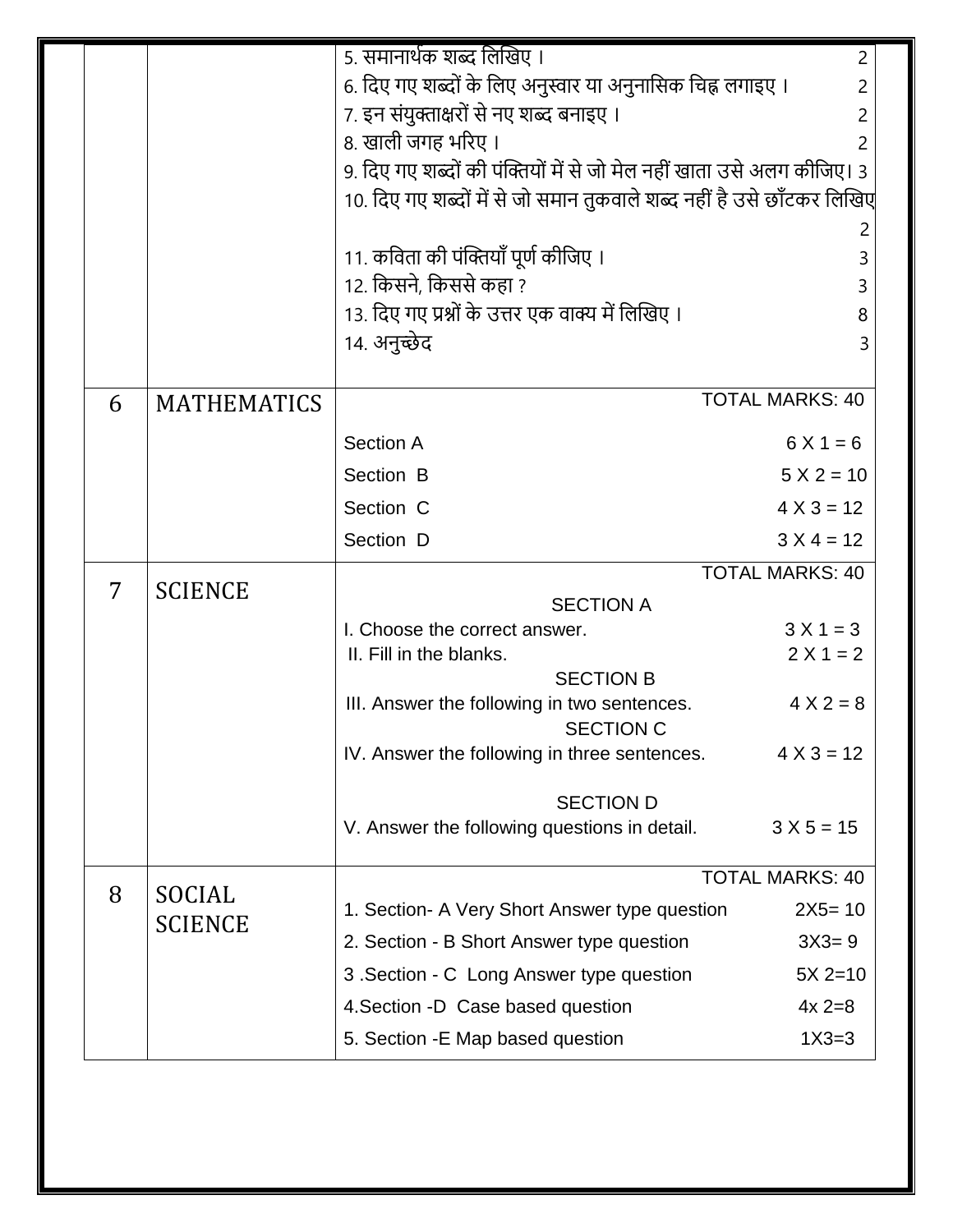|  |  |  |
|---|---|---|
|  |  | 5. समानार्थक शब्द लिखिए । 2<br>6. दिए गए शब्दों के लिए अनुस्वार या अनुनासिक चिह्न लगाइए । 2<br>7. इन संयुक्ताक्षरों से नए शब्द बनाइए । 2<br>8. खाली जगह भरिए । 2<br>9. दिए गए शब्दों की पंक्तियों में से जो मेल नहीं खाता उसे अलग कीजिए। 3<br>10. दिए गए शब्दों में से जो समान तुकवाले शब्द नहीं है उसे छाँटकर लिखिए 2<br>11. कविता की पंक्तियाँ पूर्ण कीजिए । 3<br>12. किसने, किससे कहा ? 3<br>13. दिए गए प्रश्नों के उत्तर एक वाक्य में लिखिए । 8<br>14. अनुच्छेद 3 |
| 6 | MATHEMATICS | TOTAL MARKS: 40<br>Section A 6 X 1 = 6<br>Section B 5 X 2 = 10<br>Section C 4 X 3 = 12<br>Section D 3 X 4 = 12 |
| 7 | SCIENCE | TOTAL MARKS: 40<br>SECTION A<br>I. Choose the correct answer. 3 X 1 = 3<br>II. Fill in the blanks. 2 X 1 = 2<br>SECTION B<br>III. Answer the following in two sentences. 4 X 2 = 8<br>SECTION C<br>IV. Answer the following in three sentences. 4 X 3 = 12<br>SECTION D<br>V. Answer the following questions in detail. 3 X 5 = 15 |
| 8 | SOCIAL SCIENCE | TOTAL MARKS: 40<br>1. Section- A Very Short Answer type question 2X5= 10<br>2. Section - B Short Answer type question 3X3= 9<br>3 .Section - C Long Answer type question 5X 2=10<br>4.Section -D Case based question 4x 2=8<br>5. Section -E Map based question 1X3=3 |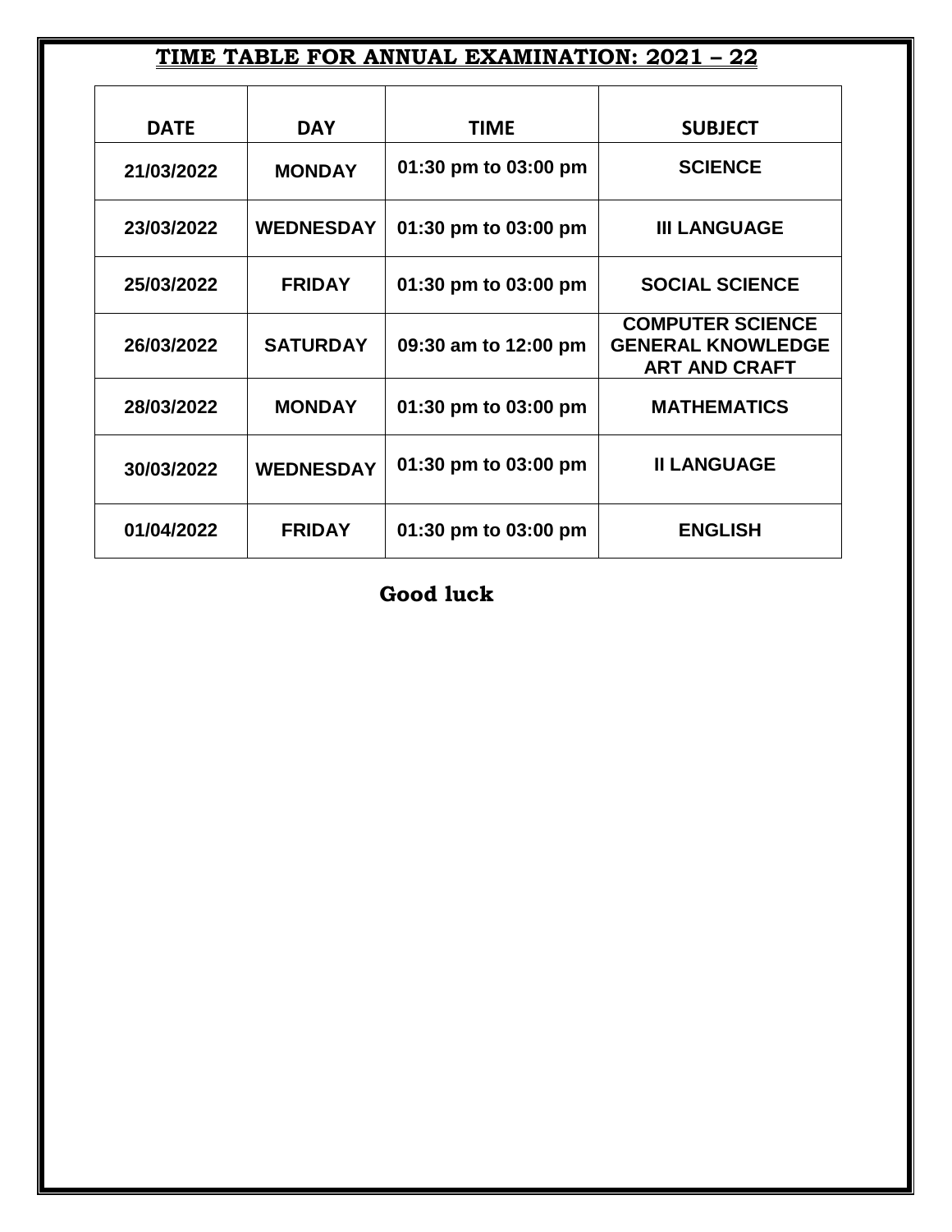# TIME TABLE FOR ANNUAL EXAMINATION: 2021 – 22

| DATE | DAY | TIME | SUBJECT |
|---|---|---|---|
| 21/03/2022 | MONDAY | 01:30 pm to 03:00 pm | SCIENCE |
| 23/03/2022 | WEDNESDAY | 01:30 pm to 03:00 pm | III LANGUAGE |
| 25/03/2022 | FRIDAY | 01:30 pm to 03:00 pm | SOCIAL SCIENCE |
| 26/03/2022 | SATURDAY | 09:30 am to 12:00 pm | COMPUTER SCIENCE GENERAL KNOWLEDGE ART AND CRAFT |
| 28/03/2022 | MONDAY | 01:30 pm to 03:00 pm | MATHEMATICS |
| 30/03/2022 | WEDNESDAY | 01:30 pm to 03:00 pm | II LANGUAGE |
| 01/04/2022 | FRIDAY | 01:30 pm to 03:00 pm | ENGLISH |

**Good luck**